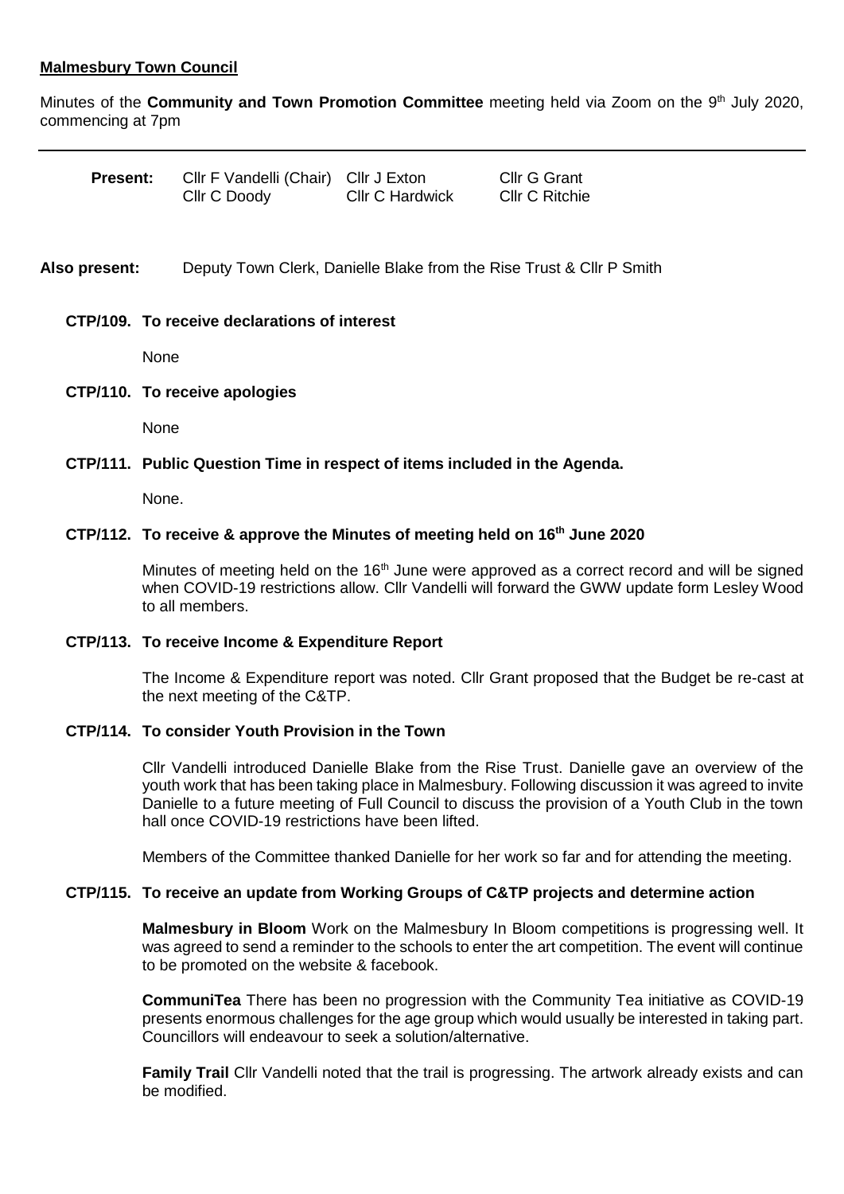**Malmesbury Town Council**

Minutes of the **Community and Town Promotion Committee** meeting held via Zoom on the 9th July 2020, commencing at 7pm

---

| **Present:** | Cllr F Vandelli (Chair) | Cllr J Exton | Cllr G Grant |
|---|---|---|---|
| | Cllr C Doody | Cllr C Hardwick | Cllr C Ritchie |

**Also present:** Deputy Town Clerk, Danielle Blake from the Rise Trust & Cllr P Smith

**CTP/109. To receive declarations of interest**

None

**CTP/110. To receive apologies**

None

**CTP/111. Public Question Time in respect of items included in the Agenda.**

None.

**CTP/112. To receive & approve the Minutes of meeting held on 16th June 2020**

Minutes of meeting held on the 16th June were approved as a correct record and will be signed when COVID-19 restrictions allow. Cllr Vandelli will forward the GWW update form Lesley Wood to all members.

**CTP/113. To receive Income & Expenditure Report**

The Income & Expenditure report was noted. Cllr Grant proposed that the Budget be re-cast at the next meeting of the C&TP.

**CTP/114. To consider Youth Provision in the Town**

Cllr Vandelli introduced Danielle Blake from the Rise Trust. Danielle gave an overview of the youth work that has been taking place in Malmesbury. Following discussion it was agreed to invite Danielle to a future meeting of Full Council to discuss the provision of a Youth Club in the town hall once COVID-19 restrictions have been lifted.

Members of the Committee thanked Danielle for her work so far and for attending the meeting.

**CTP/115. To receive an update from Working Groups of C&TP projects and determine action**

**Malmesbury in Bloom** Work on the Malmesbury In Bloom competitions is progressing well. It was agreed to send a reminder to the schools to enter the art competition. The event will continue to be promoted on the website & facebook.

**CommuniTea** There has been no progression with the Community Tea initiative as COVID-19 presents enormous challenges for the age group which would usually be interested in taking part. Councillors will endeavour to seek a solution/alternative.

**Family Trail** Cllr Vandelli noted that the trail is progressing. The artwork already exists and can be modified.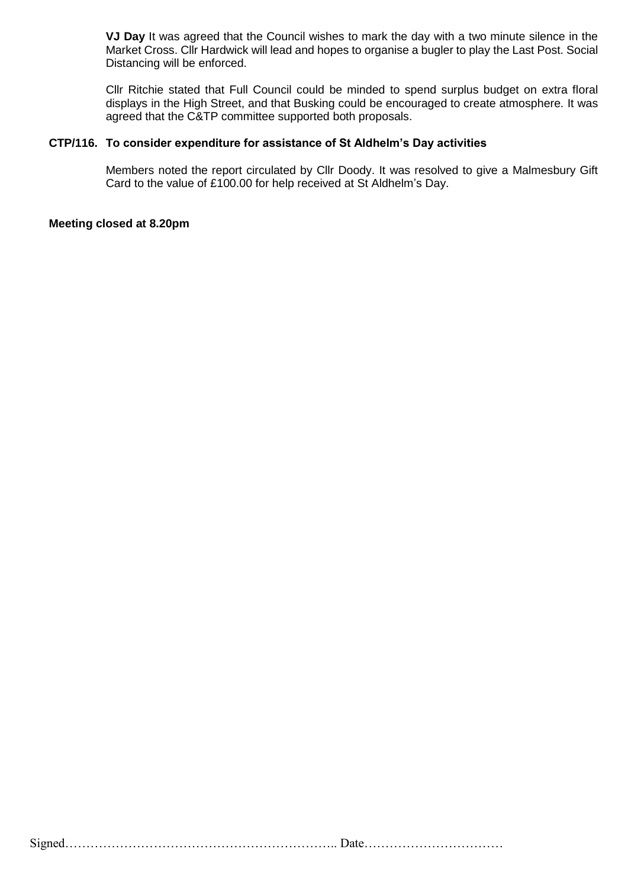**VJ Day** It was agreed that the Council wishes to mark the day with a two minute silence in the Market Cross. Cllr Hardwick will lead and hopes to organise a bugler to play the Last Post. Social Distancing will be enforced.

Cllr Ritchie stated that Full Council could be minded to spend surplus budget on extra floral displays in the High Street, and that Busking could be encouraged to create atmosphere. It was agreed that the C&TP committee supported both proposals.

**CTP/116. To consider expenditure for assistance of St Aldhelm's Day activities**

Members noted the report circulated by Cllr Doody. It was resolved to give a Malmesbury Gift Card to the value of £100.00 for help received at St Aldhelm's Day.

**Meeting closed at 8.20pm**

Signed……………………………………………………….. Date……………………………